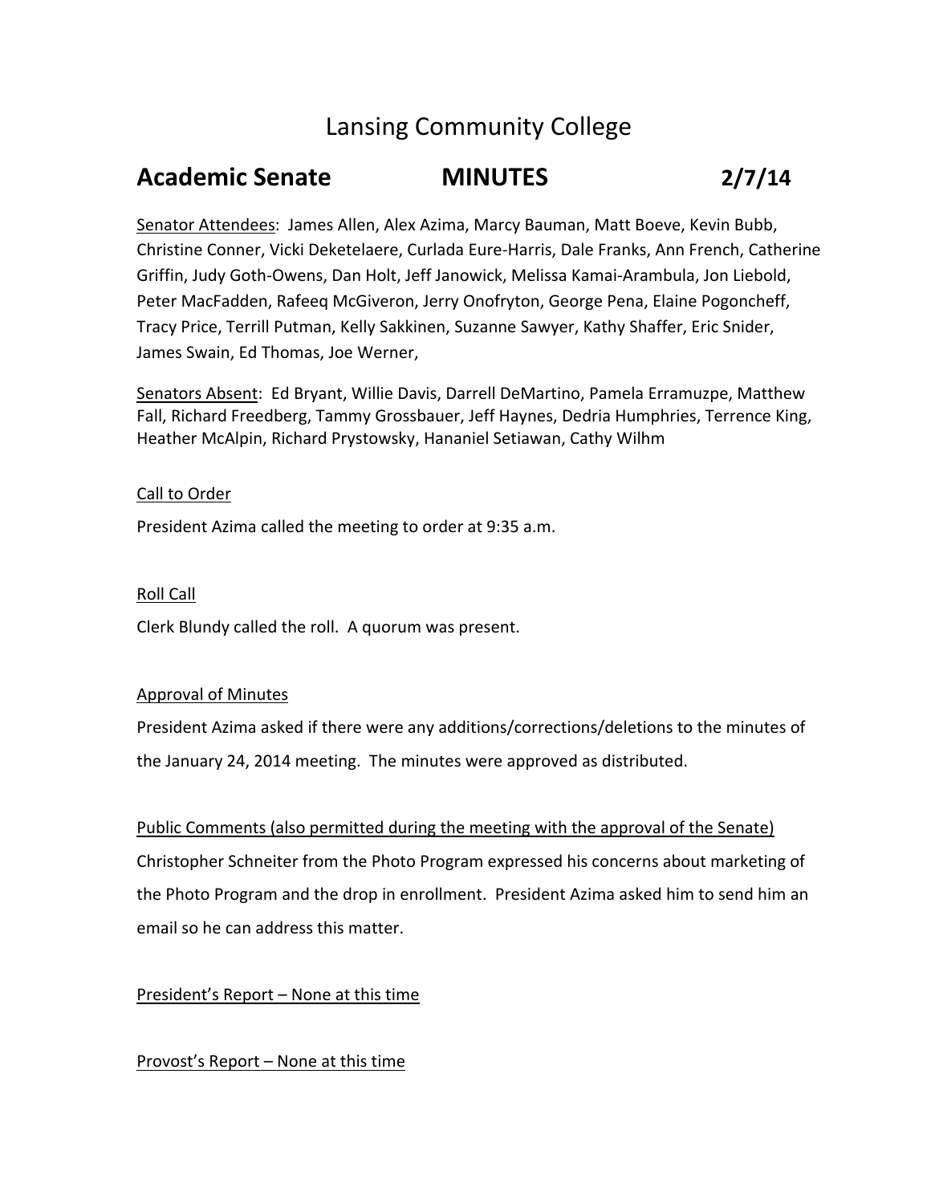# Lansing Community College

## Academic Senate MINUTES 2/7/14

Senator Attendees: James Allen, Alex Azima, Marcy Bauman, Matt Boeve, Kevin Bubb, Christine Conner, Vicki Deketelaere, Curlada Eure-Harris, Dale Franks, Ann French, Catherine Griffin, Judy Goth-Owens, Dan Holt, Jeff Janowick, Melissa Kamai-Arambula, Jon Liebold, Peter MacFadden, Rafeeq McGiveron, Jerry Onofryton, George Pena, Elaine Pogoncheff, Tracy Price, Terrill Putman, Kelly Sakkinen, Suzanne Sawyer, Kathy Shaffer, Eric Snider, James Swain, Ed Thomas, Joe Werner,

Senators Absent: Ed Bryant, Willie Davis, Darrell DeMartino, Pamela Erramuzpe, Matthew Fall, Richard Freedberg, Tammy Grossbauer, Jeff Haynes, Dedria Humphries, Terrence King, Heather McAlpin, Richard Prystowsky, Hananiel Setiawan, Cathy Wilhm

Call to Order

President Azima called the meeting to order at 9:35 a.m.

Roll Call

Clerk Blundy called the roll. A quorum was present.

Approval of Minutes

President Azima asked if there were any additions/corrections/deletions to the minutes of the January 24, 2014 meeting. The minutes were approved as distributed.

Public Comments (also permitted during the meeting with the approval of the Senate)

Christopher Schneiter from the Photo Program expressed his concerns about marketing of the Photo Program and the drop in enrollment. President Azima asked him to send him an email so he can address this matter.

President's Report – None at this time

Provost's Report – None at this time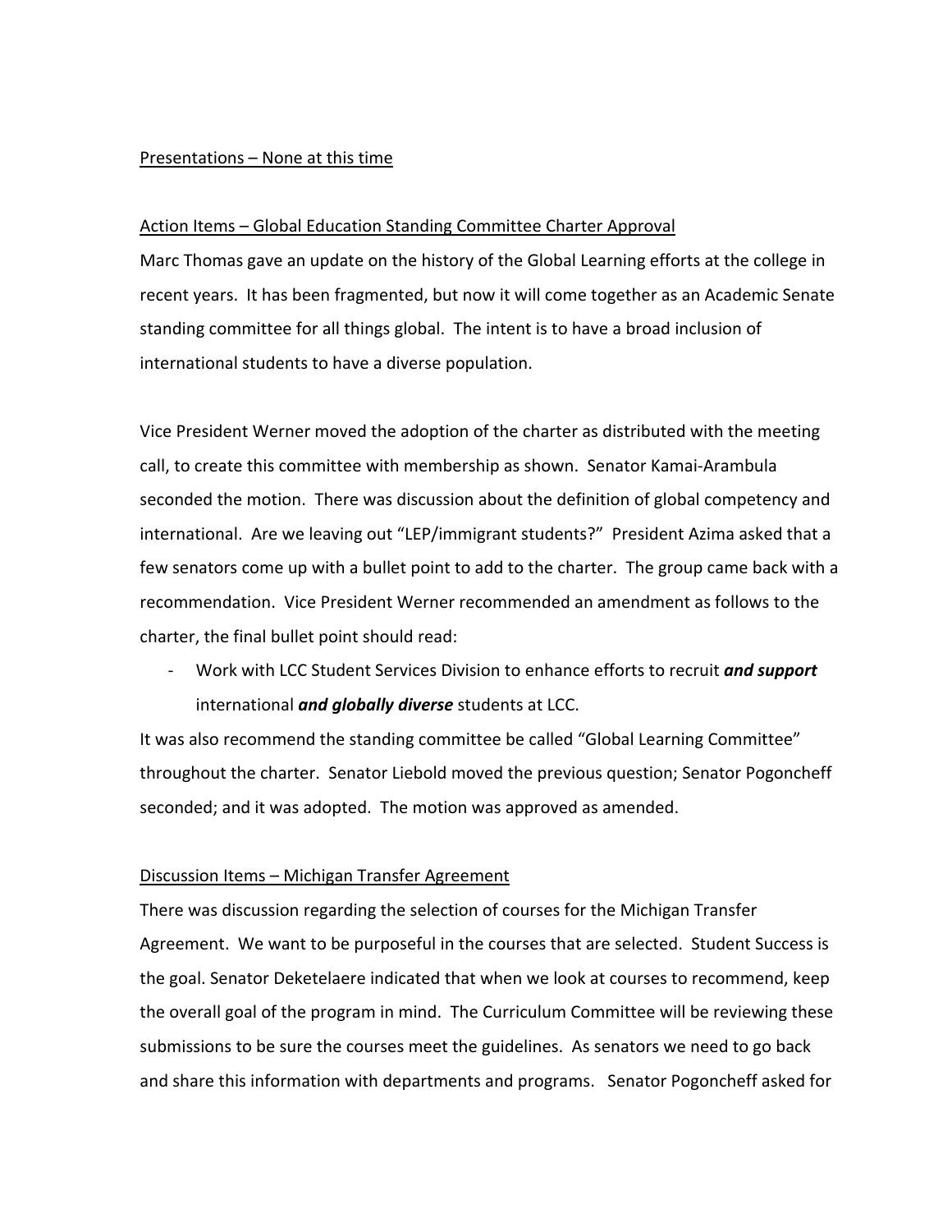Presentations – None at this time

Action Items – Global Education Standing Committee Charter Approval

Marc Thomas gave an update on the history of the Global Learning efforts at the college in recent years. It has been fragmented, but now it will come together as an Academic Senate standing committee for all things global. The intent is to have a broad inclusion of international students to have a diverse population.

Vice President Werner moved the adoption of the charter as distributed with the meeting call, to create this committee with membership as shown. Senator Kamai-Arambula seconded the motion. There was discussion about the definition of global competency and international. Are we leaving out "LEP/immigrant students?" President Azima asked that a few senators come up with a bullet point to add to the charter. The group came back with a recommendation. Vice President Werner recommended an amendment as follows to the charter, the final bullet point should read:

- Work with LCC Student Services Division to enhance efforts to recruit ***and support*** international ***and globally diverse*** students at LCC.

It was also recommend the standing committee be called "Global Learning Committee" throughout the charter. Senator Liebold moved the previous question; Senator Pogoncheff seconded; and it was adopted. The motion was approved as amended.

Discussion Items – Michigan Transfer Agreement

There was discussion regarding the selection of courses for the Michigan Transfer Agreement. We want to be purposeful in the courses that are selected. Student Success is the goal. Senator Deketelaere indicated that when we look at courses to recommend, keep the overall goal of the program in mind. The Curriculum Committee will be reviewing these submissions to be sure the courses meet the guidelines. As senators we need to go back and share this information with departments and programs. Senator Pogoncheff asked for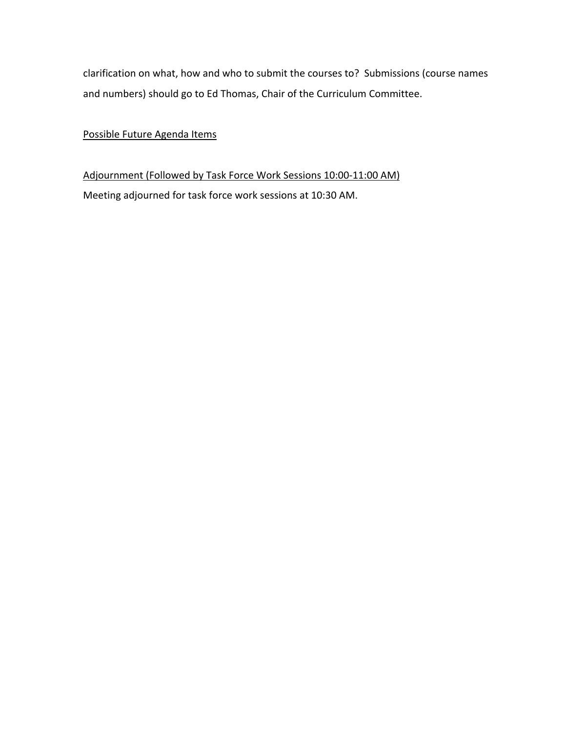clarification on what, how and who to submit the courses to?  Submissions (course names and numbers) should go to Ed Thomas, Chair of the Curriculum Committee.

<u>Possible Future Agenda Items</u>

<u>Adjournment (Followed by Task Force Work Sessions 10:00-11:00 AM)</u>

Meeting adjourned for task force work sessions at 10:30 AM.